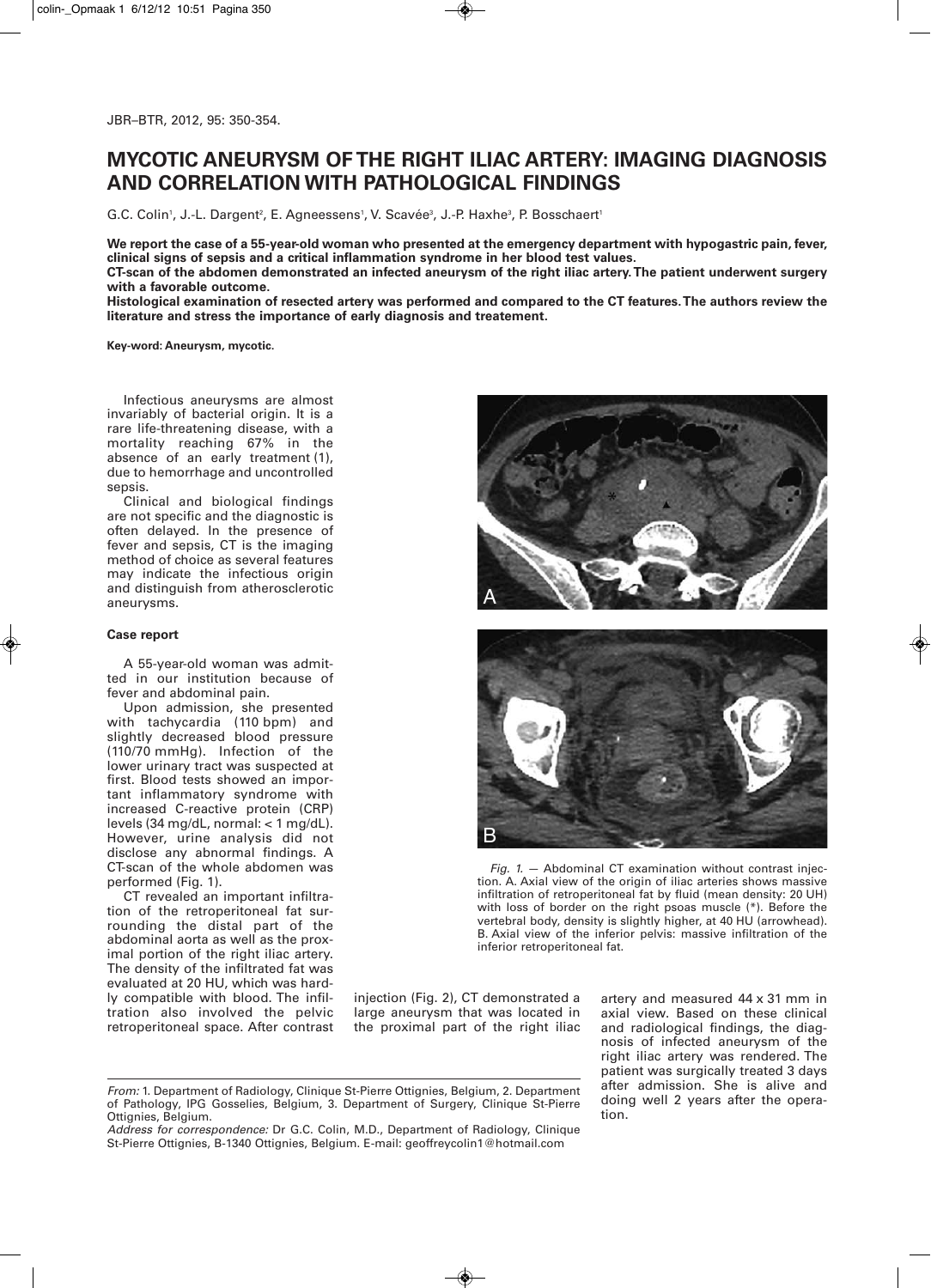# MYCOTIC ANEURYSM OF THE RIGHT ILIAC ARTERY: IMAGING DIAGNOSIS AND CORRELATION WITH PATHOLOGICAL FINDINGS

G.C. Colin[1], J.-L. Dargent[2], E. Agneessens[1], V. Scavée[3], J.-P. Haxhe[3], P. Bosschaert[1]

**We report the case of a 55-year-old woman who presented at the emergency department with hypogastric pain, fever, clinical signs of sepsis and a critical inflammation syndrome in her blood test values.**
**CT-scan of the abdomen demonstrated an infected aneurysm of the right iliac artery. The patient underwent surgery with a favorable outcome.**
**Histological examination of resected artery was performed and compared to the CT features. The authors review the literature and stress the importance of early diagnosis and treatement.**

**Key-word: Aneurysm, mycotic.**

Infectious aneurysms are almost invariably of bacterial origin. It is a rare life-threatening disease, with a mortality reaching 67% in the absence of an early treatment (1), due to hemorrhage and uncontrolled sepsis.

Clinical and biological findings are not specific and the diagnostic is often delayed. In the presence of fever and sepsis, CT is the imaging method of choice as several features may indicate the infectious origin and distinguish from atherosclerotic aneurysms.

### Case report

A 55-year-old woman was admitted in our institution because of fever and abdominal pain.

Upon admission, she presented with tachycardia (110 bpm) and slightly decreased blood pressure (110/70 mmHg). Infection of the lower urinary tract was suspected at first. Blood tests showed an important inflammatory syndrome with increased C-reactive protein (CRP) levels (34 mg/dL, normal: < 1 mg/dL). However, urine analysis did not disclose any abnormal findings. A CT-scan of the whole abdomen was performed (Fig. 1).

CT revealed an important infiltration of the retroperitoneal fat surrounding the distal part of the abdominal aorta as well as the proximal portion of the right iliac artery. The density of the infiltrated fat was evaluated at 20 HU, which was hardly compatible with blood. The infiltration also involved the pelvic retroperitoneal space. After contrast injection (Fig. 2), CT demonstrated a large aneurysm that was located in the proximal part of the right iliac artery and measured 44 x 31 mm in axial view. Based on these clinical and radiological findings, the diagnosis of infected aneurysm of the right iliac artery was rendered. The patient was surgically treated 3 days after admission. She is alive and doing well 2 years after the operation.

*Fig. 1.* — Abdominal CT examination without contrast injection. A. Axial view of the origin of iliac arteries shows massive infiltration of retroperitoneal fat by fluid (mean density: 20 UH) with loss of border on the right psoas muscle (*). Before the vertebral body, density is slightly higher, at 40 HU (arrowhead). B. Axial view of the inferior pelvis: massive infiltration of the inferior retroperitoneal fat.

*From:* 1. Department of Radiology, Clinique St-Pierre Ottignies, Belgium, 2. Department of Pathology, IPG Gosselies, Belgium, 3. Department of Surgery, Clinique St-Pierre Ottignies, Belgium.
*Address for correspondence:* Dr G.C. Colin, M.D., Department of Radiology, Clinique St-Pierre Ottignies, B-1340 Ottignies, Belgium. E-mail: geoffreycolin1@hotmail.com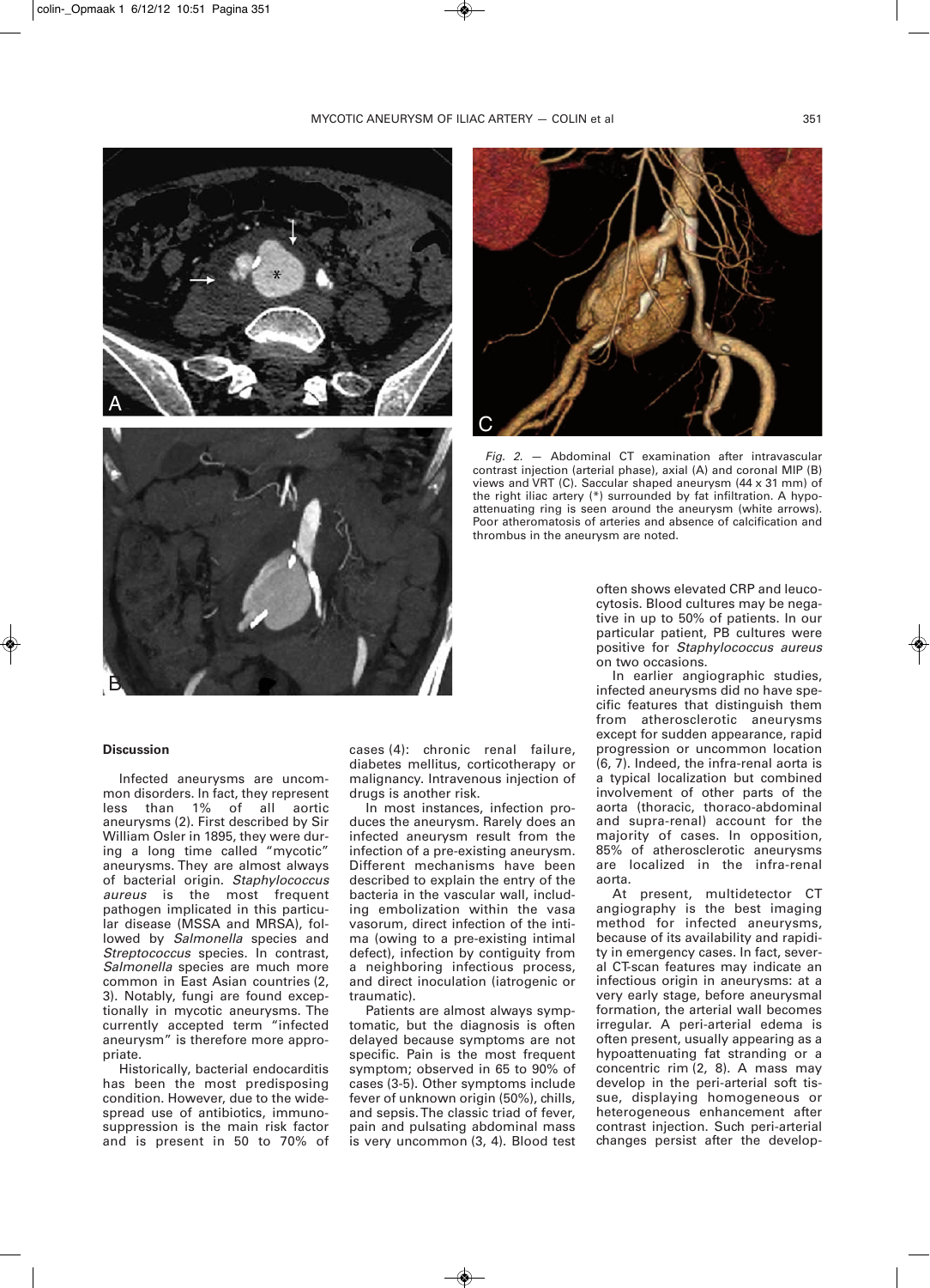Fig. 2. — Abdominal CT examination after intravascular contrast injection (arterial phase), axial (A) and coronal MIP (B) views and VRT (C). Saccular shaped aneurysm (44 x 31 mm) of the right iliac artery (*) surrounded by fat infiltration. A hypo-attenuating ring is seen around the aneurysm (white arrows). Poor atheromatosis of arteries and absence of calcification and thrombus in the aneurysm are noted.

## Discussion

Infected aneurysms are uncommon disorders. In fact, they represent less than 1% of all aortic aneurysms (2). First described by Sir William Osler in 1895, they were during a long time called "mycotic" aneurysms. They are almost always of bacterial origin. *Staphylococcus aureus* is the most frequent pathogen implicated in this particular disease (MSSA and MRSA), followed by *Salmonella* species and *Streptococcus* species. In contrast, *Salmonella* species are much more common in East Asian countries (2, 3). Notably, fungi are found exceptionally in mycotic aneurysms. The currently accepted term "infected aneurysm" is therefore more appropriate.

Historically, bacterial endocarditis has been the most predisposing condition. However, due to the widespread use of antibiotics, immunosuppression is the main risk factor and is present in 50 to 70% of cases (4): chronic renal failure, diabetes mellitus, corticotherapy or malignancy. Intravenous injection of drugs is another risk.

In most instances, infection produces the aneurysm. Rarely does an infected aneurysm result from the infection of a pre-existing aneurysm. Different mechanisms have been described to explain the entry of the bacteria in the vascular wall, including embolization within the vasa vasorum, direct infection of the intima (owing to a pre-existing intimal defect), infection by contiguity from a neighboring infectious process, and direct inoculation (iatrogenic or traumatic).

Patients are almost always symptomatic, but the diagnosis is often delayed because symptoms are not specific. Pain is the most frequent symptom; observed in 65 to 90% of cases (3-5). Other symptoms include fever of unknown origin (50%), chills, and sepsis. The classic triad of fever, pain and pulsating abdominal mass is very uncommon (3, 4). Blood test often shows elevated CRP and leucocytosis. Blood cultures may be negative in up to 50% of patients. In our particular patient, PB cultures were positive for *Staphylococcus aureus* on two occasions.

In earlier angiographic studies, infected aneurysms did no have specific features that distinguish them from atherosclerotic aneurysms except for sudden appearance, rapid progression or uncommon location (6, 7). Indeed, the infra-renal aorta is a typical localization but combined involvement of other parts of the aorta (thoracic, thoraco-abdominal and supra-renal) account for the majority of cases. In opposition, 85% of atherosclerotic aneurysms are localized in the infra-renal aorta.

At present, multidetector CT angiography is the best imaging method for infected aneurysms, because of its availability and rapidity in emergency cases. In fact, several CT-scan features may indicate an infectious origin in aneurysms: at a very early stage, before aneurysmal formation, the arterial wall becomes irregular. A peri-arterial edema is often present, usually appearing as a hypoattenuating fat stranding or a concentric rim (2, 8). A mass may develop in the peri-arterial soft tissue, displaying homogeneous or heterogeneous enhancement after contrast injection. Such peri-arterial changes persist after the develop-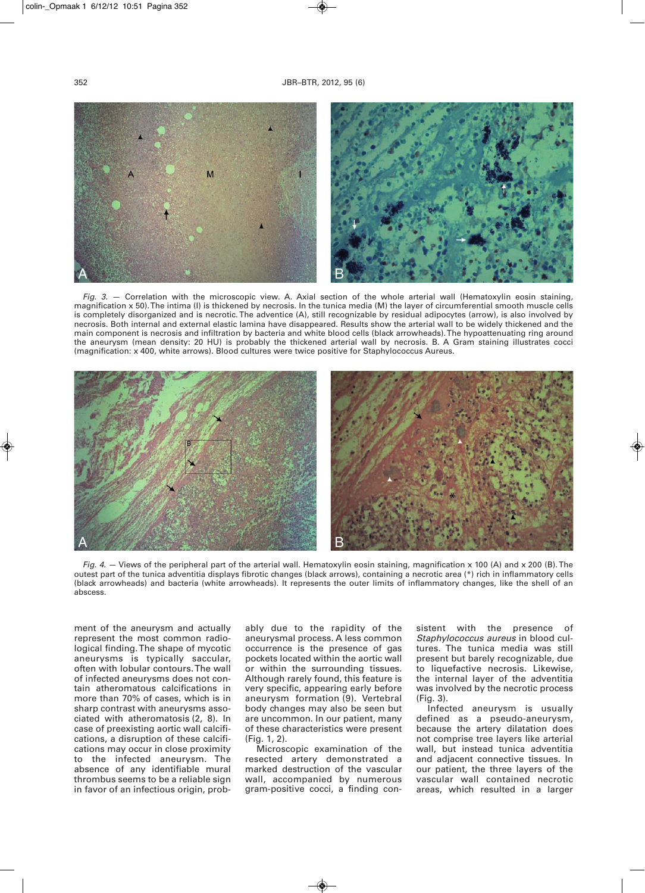Fig. 3. — Correlation with the microscopic view. A. Axial section of the whole arterial wall (Hematoxylin eosin staining, magnification x 50). The intima (I) is thickened by necrosis. In the tunica media (M) the layer of circumferential smooth muscle cells is completely disorganized and is necrotic. The adventice (A), still recognizable by residual adipocytes (arrow), is also involved by necrosis. Both internal and external elastic lamina have disappeared. Results show the arterial wall to be widely thickened and the main component is necrosis and infiltration by bacteria and white blood cells (black arrowheads). The hypoattenuating ring around the aneurysm (mean density: 20 HU) is probably the thickened arterial wall by necrosis. B. A Gram staining illustrates cocci (magnification: x 400, white arrows). Blood cultures were twice positive for Staphylococcus Aureus.

Fig. 4. — Views of the peripheral part of the arterial wall. Hematoxylin eosin staining, magnification x 100 (A) and x 200 (B). The outest part of the tunica adventitia displays fibrotic changes (black arrows), containing a necrotic area (*) rich in inflammatory cells (black arrowheads) and bacteria (white arrowheads). It represents the outer limits of inflammatory changes, like the shell of an abscess.

ment of the aneurysm and actually represent the most common radiological finding. The shape of mycotic aneurysms is typically saccular, often with lobular contours. The wall of infected aneurysms does not contain atheromatous calcifications in more than 70% of cases, which is in sharp contrast with aneurysms associated with atheromatosis (2, 8). In case of preexisting aortic wall calcifications, a disruption of these calcifications may occur in close proximity to the infected aneurysm. The absence of any identifiable mural thrombus seems to be a reliable sign in favor of an infectious origin, probably due to the rapidity of the aneurysmal process. A less common occurrence is the presence of gas pockets located within the aortic wall or within the surrounding tissues. Although rarely found, this feature is very specific, appearing early before aneurysm formation (9). Vertebral body changes may also be seen but are uncommon. In our patient, many of these characteristics were present (Fig. 1, 2).

Microscopic examination of the resected artery demonstrated a marked destruction of the vascular wall, accompanied by numerous gram-positive cocci, a finding consistent with the presence of *Staphylococcus aureus* in blood cultures. The tunica media was still present but barely recognizable, due to liquefactive necrosis. Likewise, the internal layer of the adventitia was involved by the necrotic process (Fig. 3).

Infected aneurysm is usually defined as a pseudo-aneurysm, because the artery dilatation does not comprise tree layers like arterial wall, but instead tunica adventitia and adjacent connective tissues. In our patient, the three layers of the vascular wall contained necrotic areas, which resulted in a larger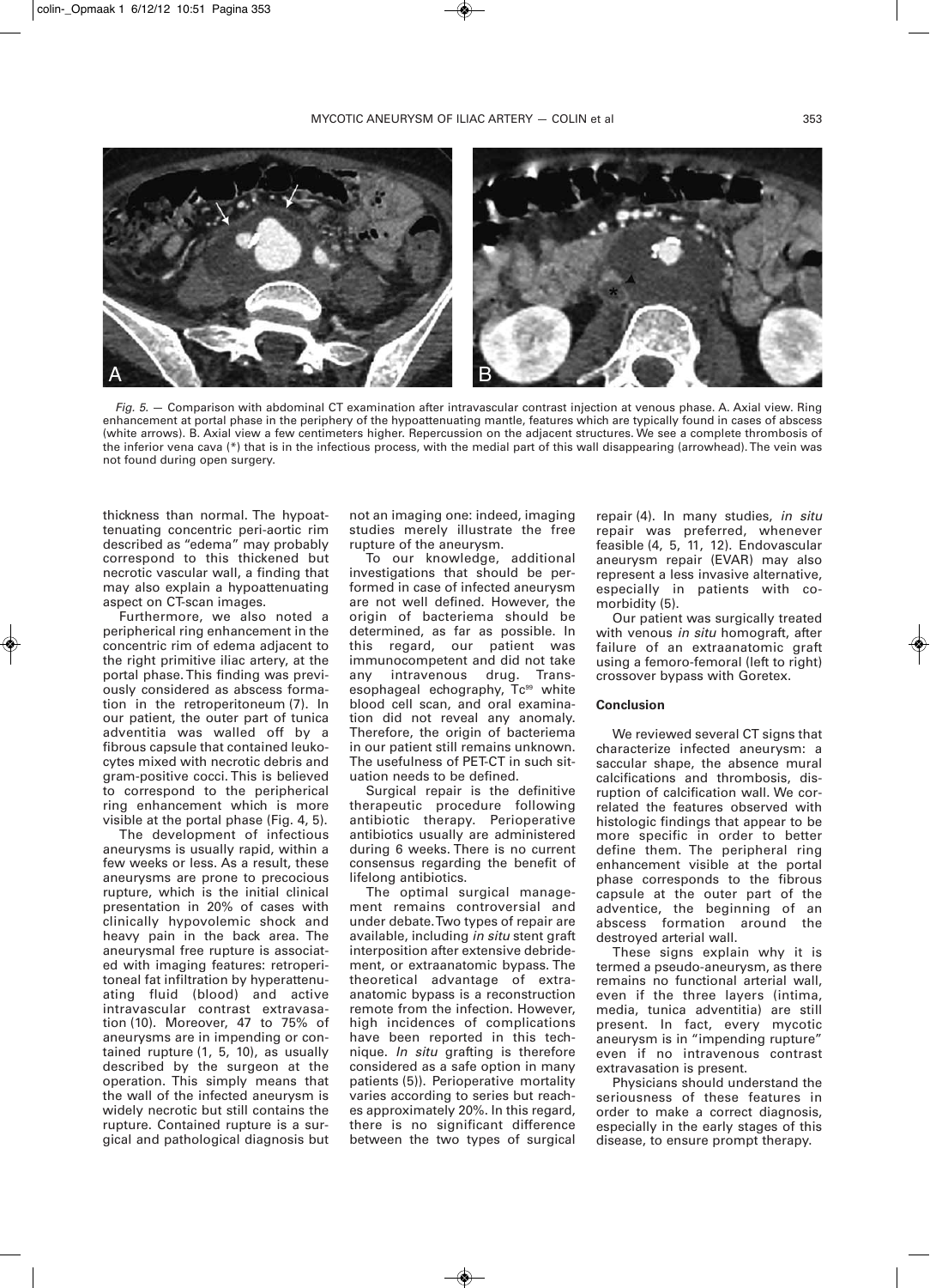*Fig. 5.* — Comparison with abdominal CT examination after intravascular contrast injection at venous phase. A. Axial view. Ring enhancement at portal phase in the periphery of the hypoattenuating mantle, features which are typically found in cases of abscess (white arrows). B. Axial view a few centimeters higher. Repercussion on the adjacent structures. We see a complete thrombosis of the inferior vena cava (*) that is in the infectious process, with the medial part of this wall disappearing (arrowhead). The vein was not found during open surgery.

thickness than normal. The hypoattenuating concentric peri-aortic rim described as "edema" may probably correspond to this thickened but necrotic vascular wall, a finding that may also explain a hypoattenuating aspect on CT-scan images.

Furthermore, we also noted a peripherical ring enhancement in the concentric rim of edema adjacent to the right primitive iliac artery, at the portal phase. This finding was previously considered as abscess formation in the retroperitoneum (7). In our patient, the outer part of tunica adventitia was walled off by a fibrous capsule that contained leukocytes mixed with necrotic debris and gram-positive cocci. This is believed to correspond to the peripherical ring enhancement which is more visible at the portal phase (Fig. 4, 5).

The development of infectious aneurysms is usually rapid, within a few weeks or less. As a result, these aneurysms are prone to precocious rupture, which is the initial clinical presentation in 20% of cases with clinically hypovolemic shock and heavy pain in the back area. The aneurysmal free rupture is associated with imaging features: retroperitoneal fat infiltration by hyperattenuating fluid (blood) and active intravascular contrast extravasation (10). Moreover, 47 to 75% of aneurysms are in impending or contained rupture (1, 5, 10), as usually described by the surgeon at the operation. This simply means that the wall of the infected aneurysm is widely necrotic but still contains the rupture. Contained rupture is a surgical and pathological diagnosis but not an imaging one: indeed, imaging studies merely illustrate the free rupture of the aneurysm.

To our knowledge, additional investigations that should be performed in case of infected aneurysm are not well defined. However, the origin of bacteriema should be determined, as far as possible. In this regard, our patient was immunocompetent and did not take any intravenous drug. Transesophageal echography, $Tc^{99}$ white blood cell scan, and oral examination did not reveal any anomaly. Therefore, the origin of bacteriema in our patient still remains unknown. The usefulness of PET-CT in such situation needs to be defined.

Surgical repair is the definitive therapeutic procedure following antibiotic therapy. Perioperative antibiotics usually are administered during 6 weeks. There is no current consensus regarding the benefit of lifelong antibiotics.

The optimal surgical management remains controversial and under debate. Two types of repair are available, including *in situ* stent graft interposition after extensive debridement, or extraanatomic bypass. The theoretical advantage of extraanatomic bypass is a reconstruction remote from the infection. However, high incidences of complications have been reported in this technique. *In situ* grafting is therefore considered as a safe option in many patients (5)). Perioperative mortality varies according to series but reaches approximately 20%. In this regard, there is no significant difference between the two types of surgical repair (4). In many studies, *in situ* repair was preferred, whenever feasible (4, 5, 11, 12). Endovascular aneurysm repair (EVAR) may also represent a less invasive alternative, especially in patients with comorbidity (5).

Our patient was surgically treated with venous *in situ* homograft, after failure of an extraanatomic graft using a femoro-femoral (left to right) crossover bypass with Goretex.

## Conclusion

We reviewed several CT signs that characterize infected aneurysm: a saccular shape, the absence mural calcifications and thrombosis, disruption of calcification wall. We correlated the features observed with histologic findings that appear to be more specific in order to better define them. The peripheral ring enhancement visible at the portal phase corresponds to the fibrous capsule at the outer part of the adventice, the beginning of an abscess formation around the destroyed arterial wall.

These signs explain why it is termed a pseudo-aneurysm, as there remains no functional arterial wall, even if the three layers (intima, media, tunica adventitia) are still present. In fact, every mycotic aneurysm is in "impending rupture" even if no intravenous contrast extravasation is present.

Physicians should understand the seriousness of these features in order to make a correct diagnosis, especially in the early stages of this disease, to ensure prompt therapy.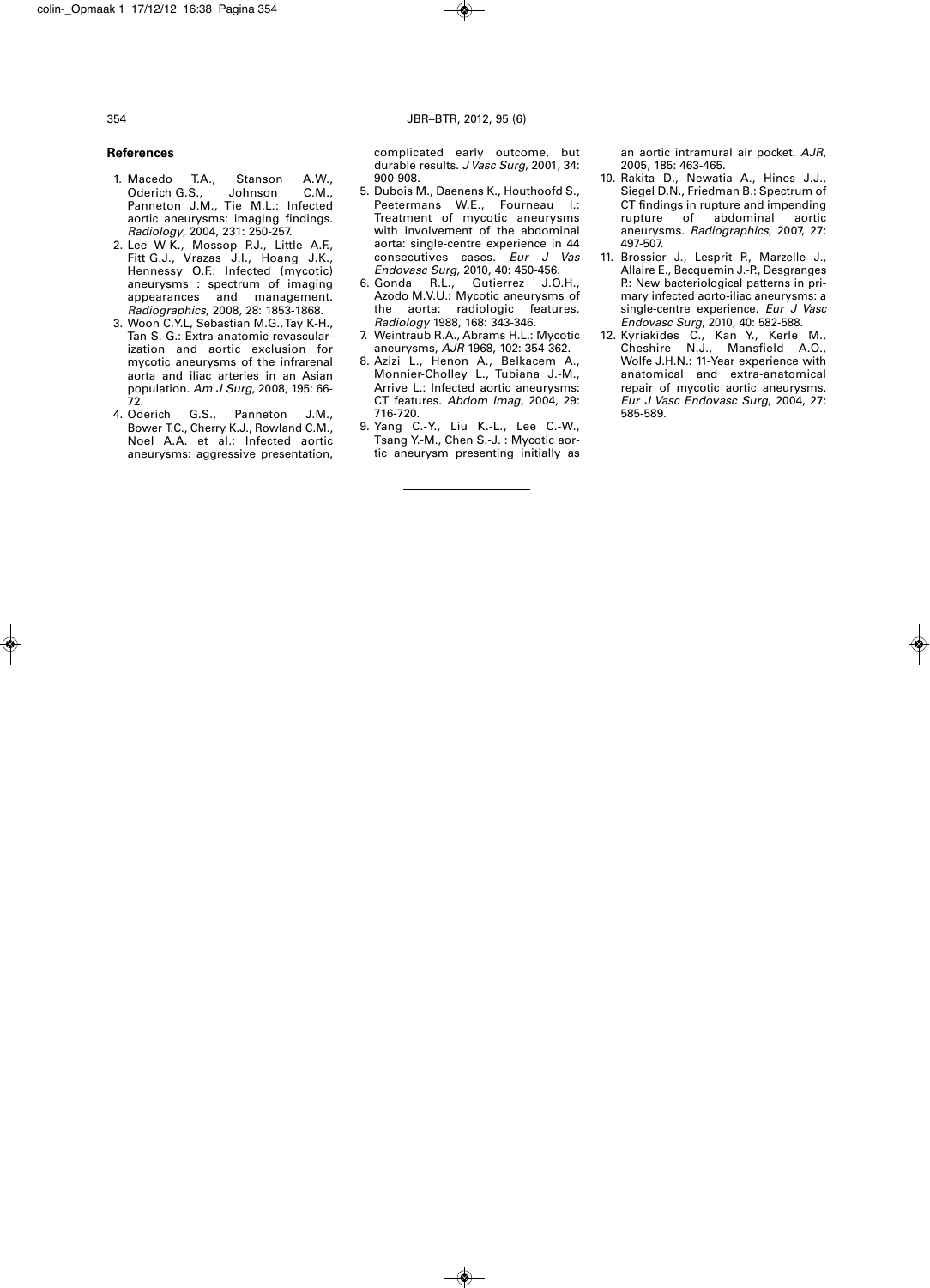## References

1. Macedo T.A., Stanson A.W., Oderich G.S., Johnson C.M., Panneton J.M., Tie M.L.: Infected aortic aneurysms: imaging findings. *Radiology*, 2004, 231: 250-257.
2. Lee W-K., Mossop P.J., Little A.F., Fitt G.J., Vrazas J.I., Hoang J.K., Hennessy O.F.: Infected (mycotic) aneurysms : spectrum of imaging appearances and management. *Radiographics*, 2008, 28: 1853-1868.
3. Woon C.Y.L, Sebastian M.G., Tay K-H., Tan S.-G.: Extra-anatomic revascularization and aortic exclusion for mycotic aneurysms of the infrarenal aorta and iliac arteries in an Asian population. *Am J Surg*, 2008, 195: 66-72.
4. Oderich G.S., Panneton J.M., Bower T.C., Cherry K.J., Rowland C.M., Noel A.A. et al.: Infected aortic aneurysms: aggressive presentation, complicated early outcome, but durable results. *J Vasc Surg*, 2001, 34: 900-908.
5. Dubois M., Daenens K., Houthoofd S., Peetermans W.E., Fourneau I.: Treatment of mycotic aneurysms with involvement of the abdominal aorta: single-centre experience in 44 consecutives cases. *Eur J Vas Endovasc Surg*, 2010, 40: 450-456.
6. Gonda R.L., Gutierrez J.O.H., Azodo M.V.U.: Mycotic aneurysms of the aorta: radiologic features. *Radiology* 1988, 168: 343-346.
7. Weintraub R.A., Abrams H.L.: Mycotic aneurysms, *AJR* 1968, 102: 354-362.
8. Azizi L., Henon A., Belkacem A., Monnier-Cholley L., Tubiana J.-M., Arrive L.: Infected aortic aneurysms: CT features. *Abdom Imag*, 2004, 29: 716-720.
9. Yang C.-Y., Liu K.-L., Lee C.-W., Tsang Y.-M., Chen S.-J. : Mycotic aortic aneurysm presenting initially as an aortic intramural air pocket. *AJR*, 2005, 185: 463-465.
10. Rakita D., Newatia A., Hines J.J., Siegel D.N., Friedman B.: Spectrum of CT findings in rupture and impending rupture of abdominal aortic aneurysms. *Radiographics*, 2007, 27: 497-507.
11. Brossier J., Lesprit P., Marzelle J., Allaire E., Becquemin J.-P., Desgranges P.: New bacteriological patterns in primary infected aorto-iliac aneurysms: a single-centre experience. *Eur J Vasc Endovasc Surg*, 2010, 40: 582-588.
12. Kyriakides C., Kan Y., Kerle M., Cheshire N.J., Mansfield A.O., Wolfe J.H.N.: 11-Year experience with anatomical and extra-anatomical repair of mycotic aortic aneurysms. *Eur J Vasc Endovasc Surg*, 2004, 27: 585-589.